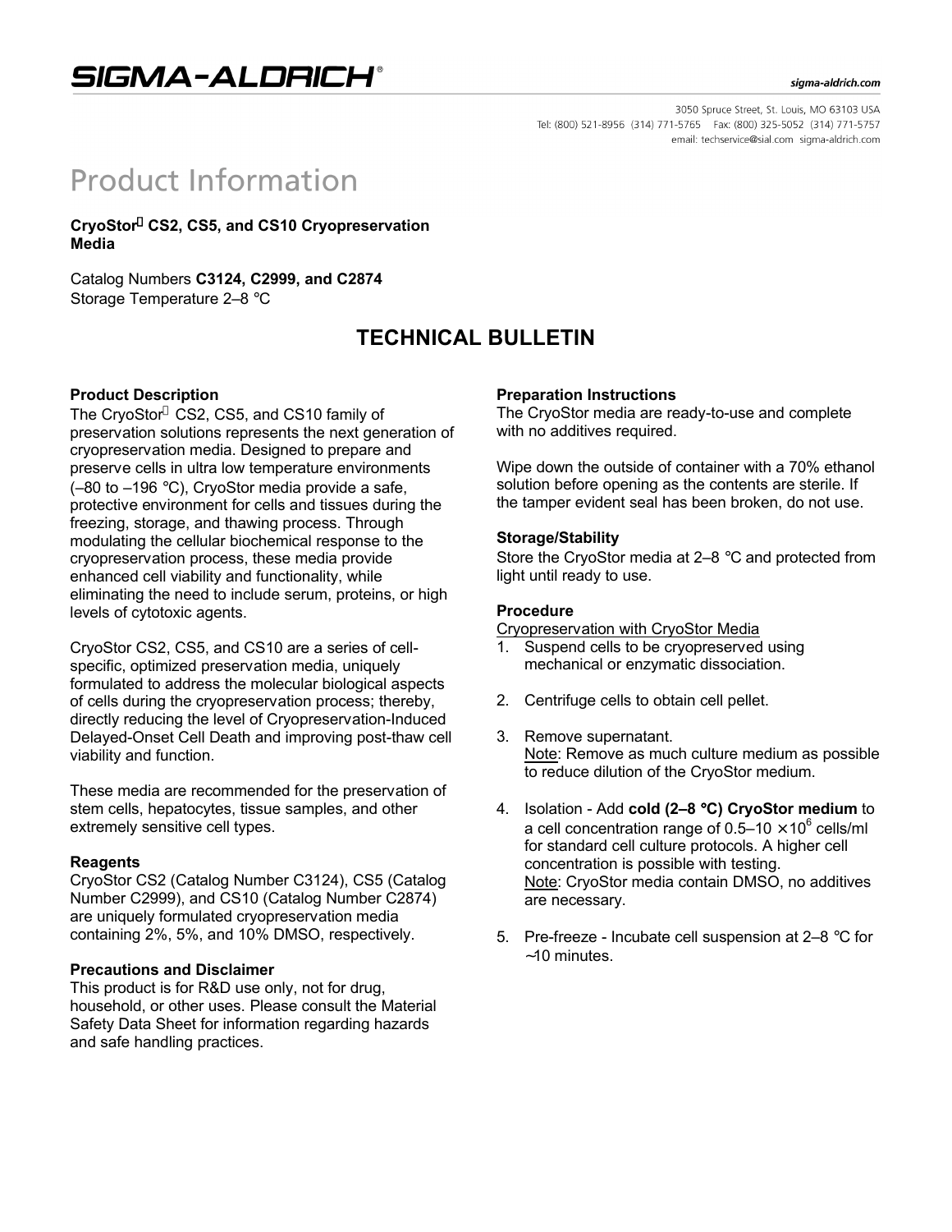# SIGMA-ALDRICH®

sigma-aldrich.com

3050 Spruce Street, St. Louis, MO 63103 USA
Tel: (800) 521-8956 (314) 771-5765 Fax: (800) 325-5052 (314) 771-5757
email: techservice@sial.com sigma-aldrich.com

# Product Information

**CryoStor® CS2, CS5, and CS10 Cryopreservation Media**

Catalog Numbers **C3124, C2999, and C2874**
Storage Temperature 2–8 °C

## TECHNICAL BULLETIN

### Product Description

The CryoStor® CS2, CS5, and CS10 family of preservation solutions represents the next generation of cryopreservation media. Designed to prepare and preserve cells in ultra low temperature environments (–80 to –196 °C), CryoStor media provide a safe, protective environment for cells and tissues during the freezing, storage, and thawing process. Through modulating the cellular biochemical response to the cryopreservation process, these media provide enhanced cell viability and functionality, while eliminating the need to include serum, proteins, or high levels of cytotoxic agents.

CryoStor CS2, CS5, and CS10 are a series of cell-specific, optimized preservation media, uniquely formulated to address the molecular biological aspects of cells during the cryopreservation process; thereby, directly reducing the level of Cryopreservation-Induced Delayed-Onset Cell Death and improving post-thaw cell viability and function.

These media are recommended for the preservation of stem cells, hepatocytes, tissue samples, and other extremely sensitive cell types.

### Reagents

CryoStor CS2 (Catalog Number C3124), CS5 (Catalog Number C2999), and CS10 (Catalog Number C2874) are uniquely formulated cryopreservation media containing 2%, 5%, and 10% DMSO, respectively.

### Precautions and Disclaimer

This product is for R&D use only, not for drug, household, or other uses. Please consult the Material Safety Data Sheet for information regarding hazards and safe handling practices.

### Preparation Instructions

The CryoStor media are ready-to-use and complete with no additives required.

Wipe down the outside of container with a 70% ethanol solution before opening as the contents are sterile. If the tamper evident seal has been broken, do not use.

### Storage/Stability

Store the CryoStor media at 2–8 °C and protected from light until ready to use.

### Procedure

Cryopreservation with CryoStor Media

1. Suspend cells to be cryopreserved using mechanical or enzymatic dissociation.

2. Centrifuge cells to obtain cell pellet.

3. Remove supernatant.
   Note: Remove as much culture medium as possible to reduce dilution of the CryoStor medium.

4. Isolation - Add **cold (2–8 °C) CryoStor medium** to a cell concentration range of 0.5–10 $\times 10^6$ cells/ml for standard cell culture protocols. A higher cell concentration is possible with testing.
   Note: CryoStor media contain DMSO, no additives are necessary.

5. Pre-freeze - Incubate cell suspension at 2–8 °C for ~10 minutes.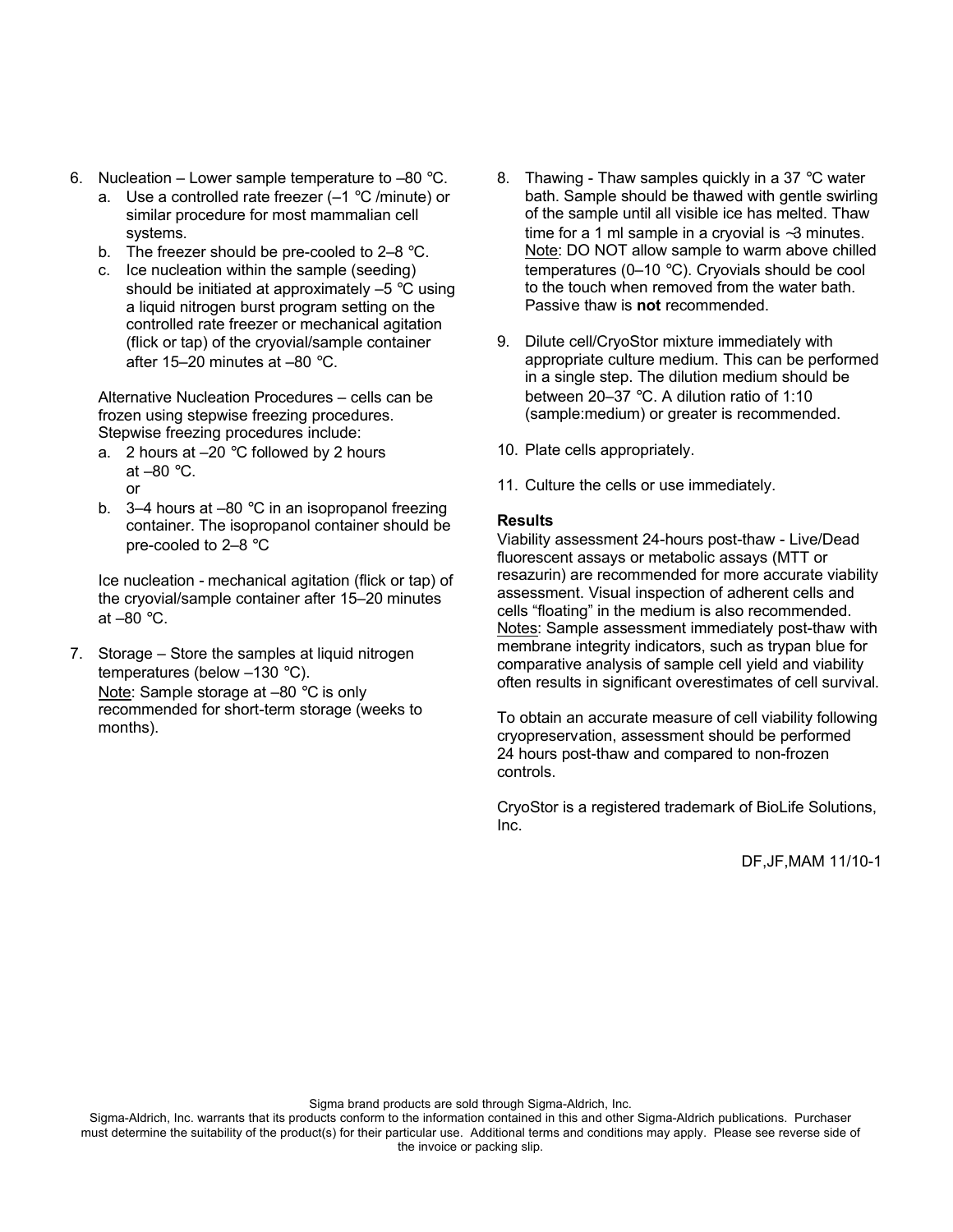6. Nucleation – Lower sample temperature to –80 °C.
   a. Use a controlled rate freezer (–1 °C /minute) or similar procedure for most mammalian cell systems.
   b. The freezer should be pre-cooled to 2–8 °C.
   c. Ice nucleation within the sample (seeding) should be initiated at approximately –5 °C using a liquid nitrogen burst program setting on the controlled rate freezer or mechanical agitation (flick or tap) of the cryovial/sample container after 15–20 minutes at –80 °C.

   Alternative Nucleation Procedures – cells can be frozen using stepwise freezing procedures. Stepwise freezing procedures include:
   a. 2 hours at –20 °C followed by 2 hours at –80 °C.
      or
   b. 3–4 hours at –80 °C in an isopropanol freezing container. The isopropanol container should be pre-cooled to 2–8 °C

   Ice nucleation - mechanical agitation (flick or tap) of the cryovial/sample container after 15–20 minutes at –80 °C.

7. Storage – Store the samples at liquid nitrogen temperatures (below –130 °C).
   Note: Sample storage at –80 °C is only recommended for short-term storage (weeks to months).

8. Thawing - Thaw samples quickly in a 37 °C water bath. Sample should be thawed with gentle swirling of the sample until all visible ice has melted. Thaw time for a 1 ml sample in a cryovial is ~3 minutes.
   Note: DO NOT allow sample to warm above chilled temperatures (0–10 °C). Cryovials should be cool to the touch when removed from the water bath. Passive thaw is **not** recommended.

9. Dilute cell/CryoStor mixture immediately with appropriate culture medium. This can be performed in a single step. The dilution medium should be between 20–37 °C. A dilution ratio of 1:10 (sample:medium) or greater is recommended.

10. Plate cells appropriately.

11. Culture the cells or use immediately.

**Results**

Viability assessment 24-hours post-thaw - Live/Dead fluorescent assays or metabolic assays (MTT or resazurin) are recommended for more accurate viability assessment. Visual inspection of adherent cells and cells "floating" in the medium is also recommended.
Notes: Sample assessment immediately post-thaw with membrane integrity indicators, such as trypan blue for comparative analysis of sample cell yield and viability often results in significant overestimates of cell survival.

To obtain an accurate measure of cell viability following cryopreservation, assessment should be performed 24 hours post-thaw and compared to non-frozen controls.

CryoStor is a registered trademark of BioLife Solutions, Inc.

DF,JF,MAM 11/10-1

Sigma brand products are sold through Sigma-Aldrich, Inc.
Sigma-Aldrich, Inc. warrants that its products conform to the information contained in this and other Sigma-Aldrich publications. Purchaser must determine the suitability of the product(s) for their particular use. Additional terms and conditions may apply. Please see reverse side of the invoice or packing slip.